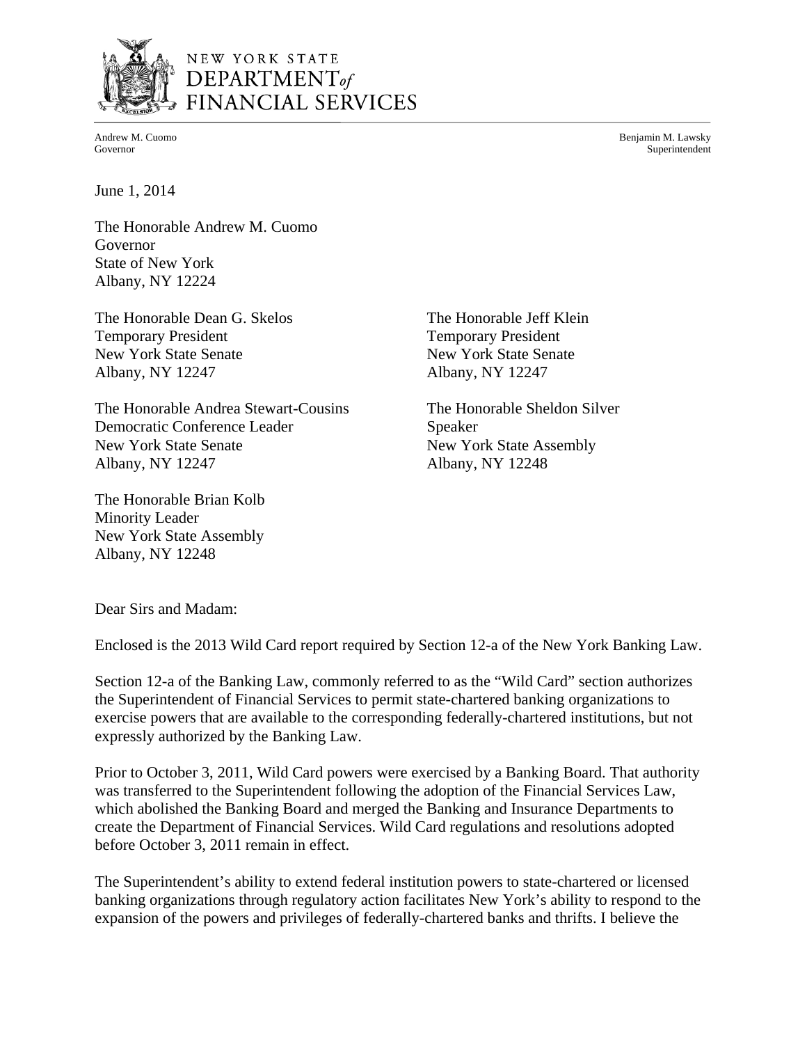# NEW YORK STATE DEPARTMENT *of* FINANCIAL SERVICES

Andrew M. Cuomo
Governor

Benjamin M. Lawsky
Superintendent

June 1, 2014

The Honorable Andrew M. Cuomo
Governor
State of New York
Albany, NY 12224

The Honorable Dean G. Skelos
Temporary President
New York State Senate
Albany, NY 12247

The Honorable Jeff Klein
Temporary President
New York State Senate
Albany, NY 12247

The Honorable Andrea Stewart-Cousins
Democratic Conference Leader
New York State Senate
Albany, NY 12247

The Honorable Sheldon Silver
Speaker
New York State Assembly
Albany, NY 12248

The Honorable Brian Kolb
Minority Leader
New York State Assembly
Albany, NY 12248

Dear Sirs and Madam:

Enclosed is the 2013 Wild Card report required by Section 12-a of the New York Banking Law.

Section 12-a of the Banking Law, commonly referred to as the "Wild Card" section authorizes the Superintendent of Financial Services to permit state-chartered banking organizations to exercise powers that are available to the corresponding federally-chartered institutions, but not expressly authorized by the Banking Law.

Prior to October 3, 2011, Wild Card powers were exercised by a Banking Board. That authority was transferred to the Superintendent following the adoption of the Financial Services Law, which abolished the Banking Board and merged the Banking and Insurance Departments to create the Department of Financial Services. Wild Card regulations and resolutions adopted before October 3, 2011 remain in effect.

The Superintendent's ability to extend federal institution powers to state-chartered or licensed banking organizations through regulatory action facilitates New York's ability to respond to the expansion of the powers and privileges of federally-chartered banks and thrifts. I believe the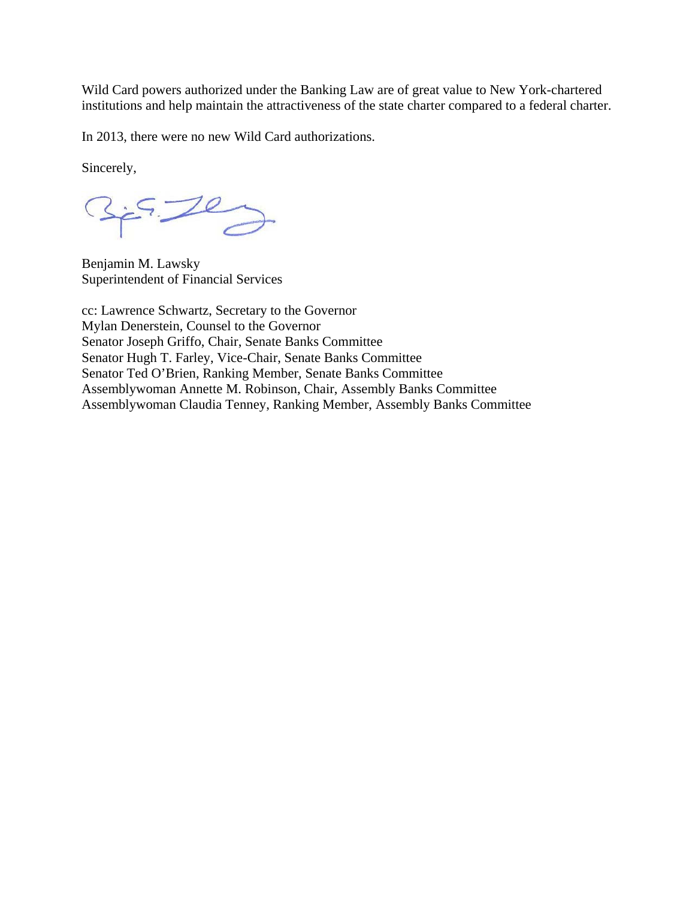Wild Card powers authorized under the Banking Law are of great value to New York-chartered institutions and help maintain the attractiveness of the state charter compared to a federal charter.

In 2013, there were no new Wild Card authorizations.

Sincerely,

Benjamin M. Lawsky
Superintendent of Financial Services

cc: Lawrence Schwartz, Secretary to the Governor
Mylan Denerstein, Counsel to the Governor
Senator Joseph Griffo, Chair, Senate Banks Committee
Senator Hugh T. Farley, Vice-Chair, Senate Banks Committee
Senator Ted O'Brien, Ranking Member, Senate Banks Committee
Assemblywoman Annette M. Robinson, Chair, Assembly Banks Committee
Assemblywoman Claudia Tenney, Ranking Member, Assembly Banks Committee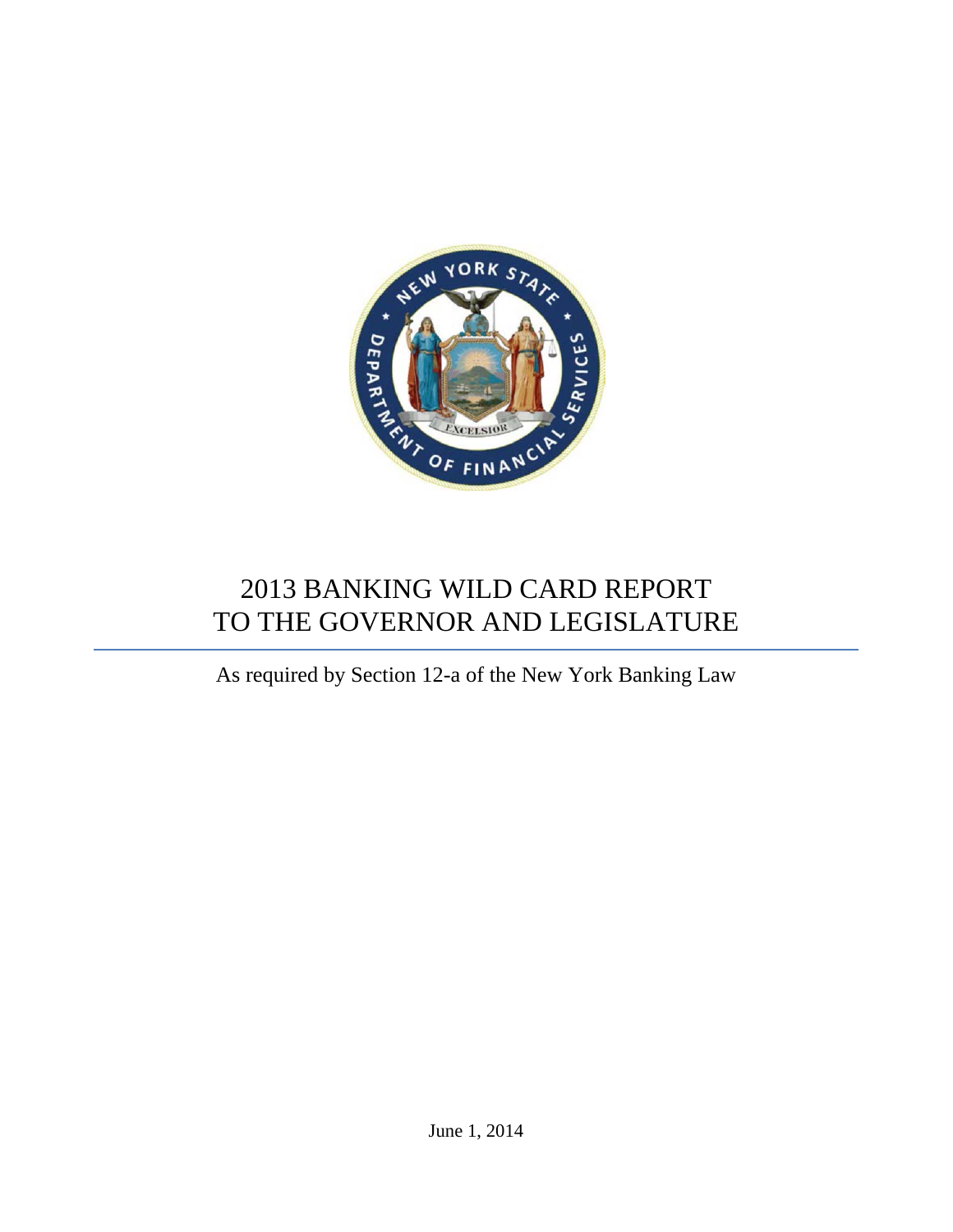# 2013 BANKING WILD CARD REPORT TO THE GOVERNOR AND LEGISLATURE

As required by Section 12-a of the New York Banking Law

June 1, 2014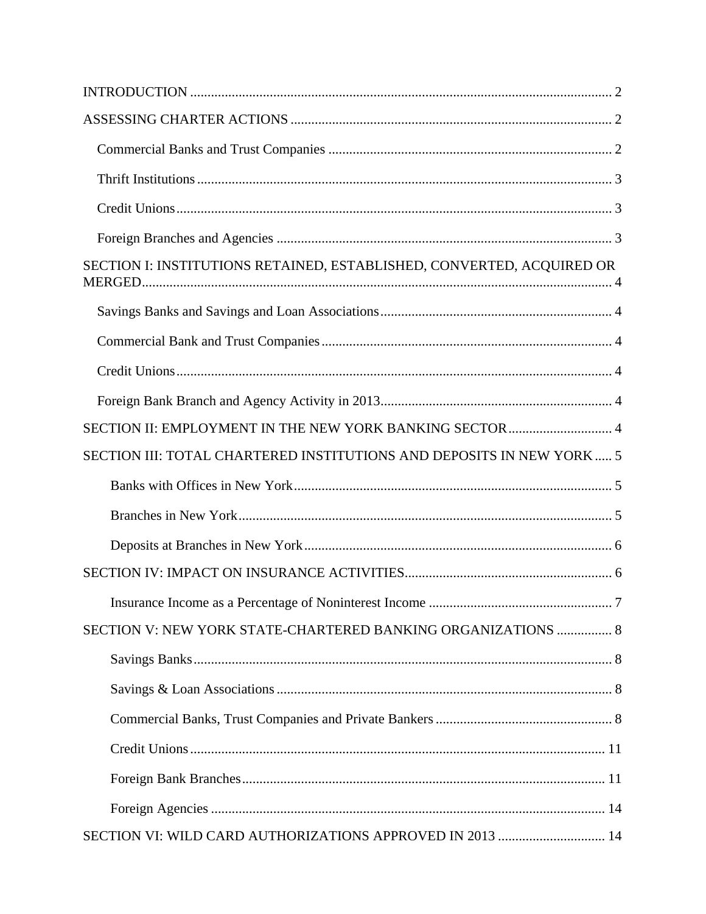- INTRODUCTION ........ 2
- ASSESSING CHARTER ACTIONS ........ 2
  - Commercial Banks and Trust Companies ........ 2
  - Thrift Institutions ........ 3
  - Credit Unions ........ 3
  - Foreign Branches and Agencies ........ 3
- SECTION I: INSTITUTIONS RETAINED, ESTABLISHED, CONVERTED, ACQUIRED OR MERGED ........ 4
  - Savings Banks and Savings and Loan Associations ........ 4
  - Commercial Bank and Trust Companies ........ 4
  - Credit Unions ........ 4
  - Foreign Bank Branch and Agency Activity in 2013 ........ 4
- SECTION II: EMPLOYMENT IN THE NEW YORK BANKING SECTOR ........ 4
- SECTION III: TOTAL CHARTERED INSTITUTIONS AND DEPOSITS IN NEW YORK ........ 5
  - Banks with Offices in New York ........ 5
  - Branches in New York ........ 5
  - Deposits at Branches in New York ........ 6
- SECTION IV: IMPACT ON INSURANCE ACTIVITIES ........ 6
  - Insurance Income as a Percentage of Noninterest Income ........ 7
- SECTION V: NEW YORK STATE-CHARTERED BANKING ORGANIZATIONS ........ 8
  - Savings Banks ........ 8
  - Savings & Loan Associations ........ 8
  - Commercial Banks, Trust Companies and Private Bankers ........ 8
  - Credit Unions ........ 11
  - Foreign Bank Branches ........ 11
  - Foreign Agencies ........ 14
- SECTION VI: WILD CARD AUTHORIZATIONS APPROVED IN 2013 ........ 14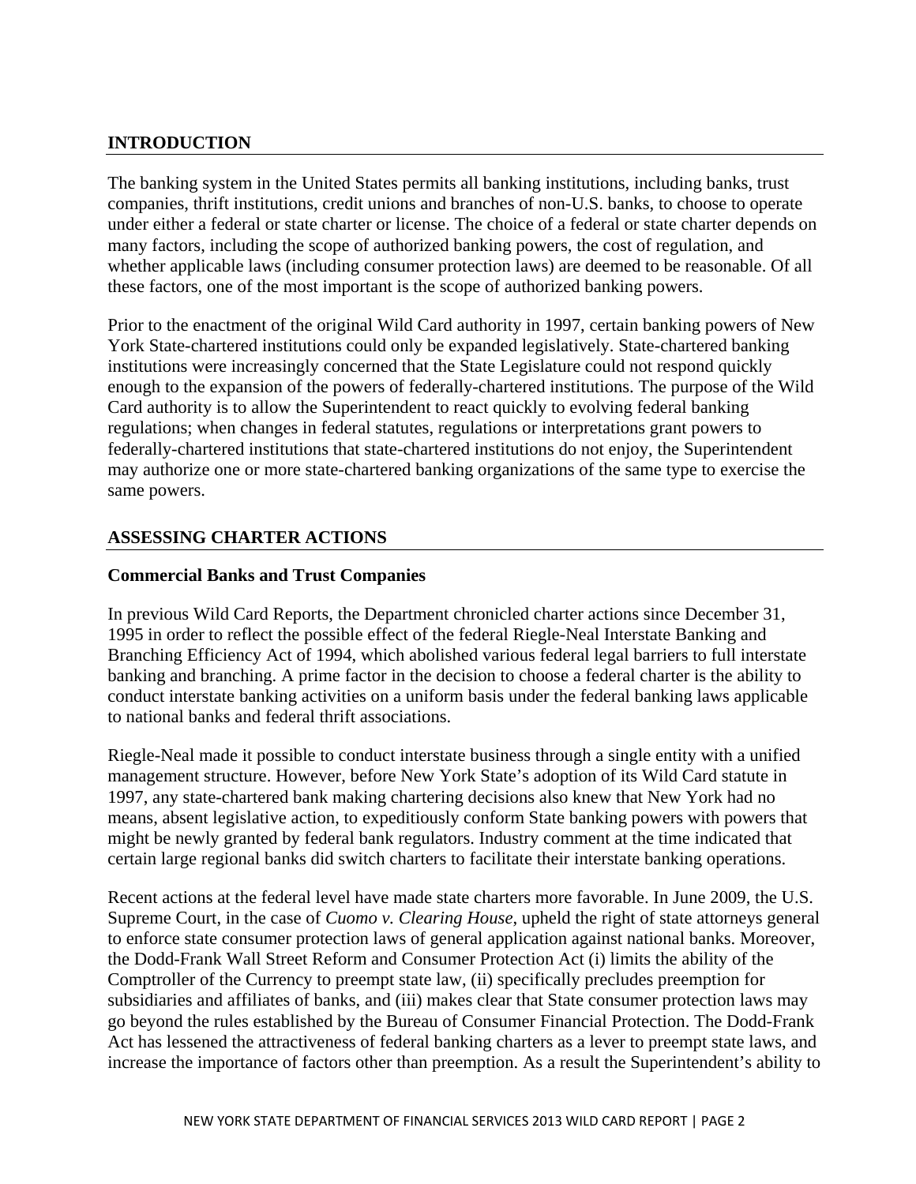## INTRODUCTION

The banking system in the United States permits all banking institutions, including banks, trust companies, thrift institutions, credit unions and branches of non-U.S. banks, to choose to operate under either a federal or state charter or license. The choice of a federal or state charter depends on many factors, including the scope of authorized banking powers, the cost of regulation, and whether applicable laws (including consumer protection laws) are deemed to be reasonable. Of all these factors, one of the most important is the scope of authorized banking powers.

Prior to the enactment of the original Wild Card authority in 1997, certain banking powers of New York State-chartered institutions could only be expanded legislatively. State-chartered banking institutions were increasingly concerned that the State Legislature could not respond quickly enough to the expansion of the powers of federally-chartered institutions. The purpose of the Wild Card authority is to allow the Superintendent to react quickly to evolving federal banking regulations; when changes in federal statutes, regulations or interpretations grant powers to federally-chartered institutions that state-chartered institutions do not enjoy, the Superintendent may authorize one or more state-chartered banking organizations of the same type to exercise the same powers.

## ASSESSING CHARTER ACTIONS

### Commercial Banks and Trust Companies

In previous Wild Card Reports, the Department chronicled charter actions since December 31, 1995 in order to reflect the possible effect of the federal Riegle-Neal Interstate Banking and Branching Efficiency Act of 1994, which abolished various federal legal barriers to full interstate banking and branching. A prime factor in the decision to choose a federal charter is the ability to conduct interstate banking activities on a uniform basis under the federal banking laws applicable to national banks and federal thrift associations.

Riegle-Neal made it possible to conduct interstate business through a single entity with a unified management structure. However, before New York State's adoption of its Wild Card statute in 1997, any state-chartered bank making chartering decisions also knew that New York had no means, absent legislative action, to expeditiously conform State banking powers with powers that might be newly granted by federal bank regulators. Industry comment at the time indicated that certain large regional banks did switch charters to facilitate their interstate banking operations.

Recent actions at the federal level have made state charters more favorable. In June 2009, the U.S. Supreme Court, in the case of *Cuomo v. Clearing House*, upheld the right of state attorneys general to enforce state consumer protection laws of general application against national banks. Moreover, the Dodd-Frank Wall Street Reform and Consumer Protection Act (i) limits the ability of the Comptroller of the Currency to preempt state law, (ii) specifically precludes preemption for subsidiaries and affiliates of banks, and (iii) makes clear that State consumer protection laws may go beyond the rules established by the Bureau of Consumer Financial Protection. The Dodd-Frank Act has lessened the attractiveness of federal banking charters as a lever to preempt state laws, and increase the importance of factors other than preemption. As a result the Superintendent's ability to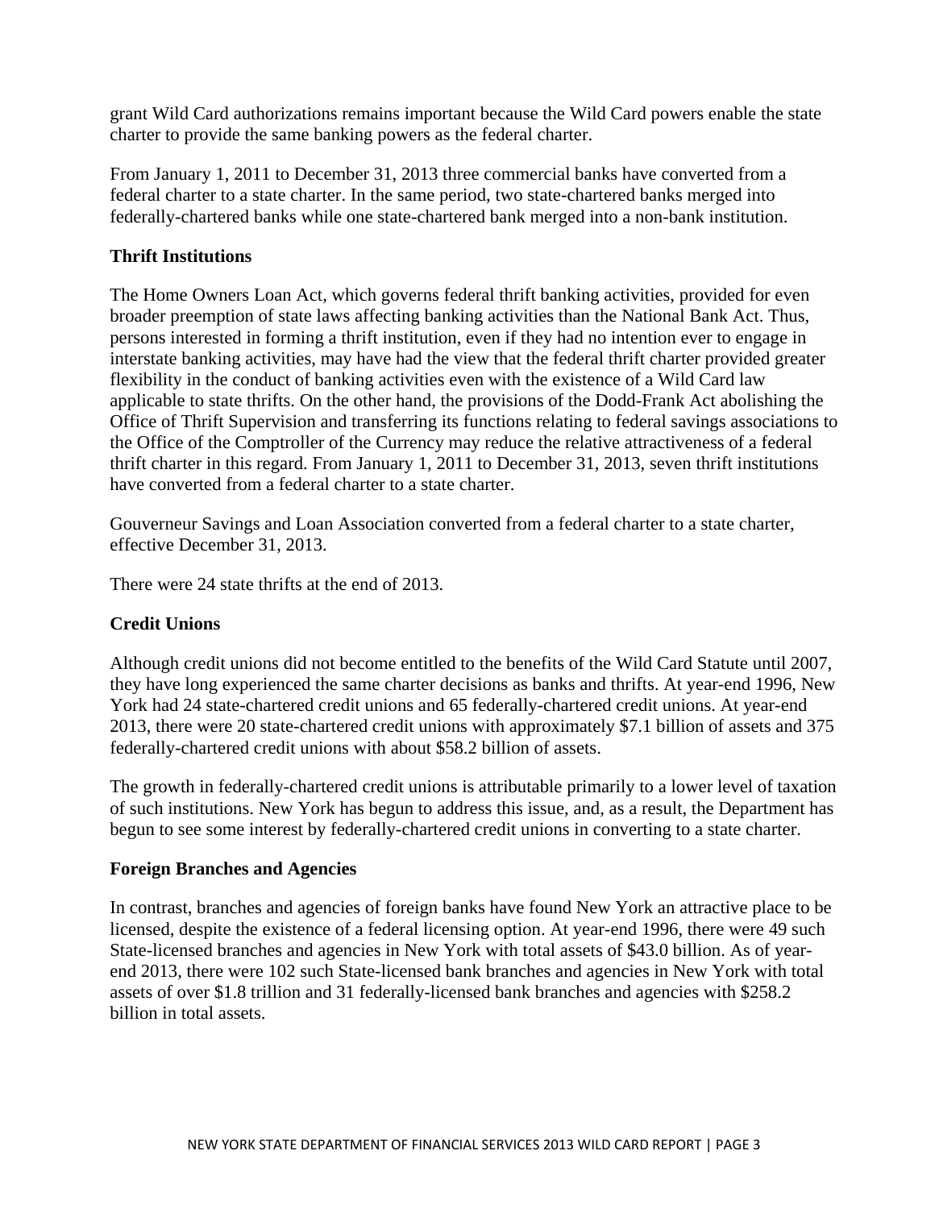grant Wild Card authorizations remains important because the Wild Card powers enable the state charter to provide the same banking powers as the federal charter.

From January 1, 2011 to December 31, 2013 three commercial banks have converted from a federal charter to a state charter. In the same period, two state-chartered banks merged into federally-chartered banks while one state-chartered bank merged into a non-bank institution.

### Thrift Institutions

The Home Owners Loan Act, which governs federal thrift banking activities, provided for even broader preemption of state laws affecting banking activities than the National Bank Act. Thus, persons interested in forming a thrift institution, even if they had no intention ever to engage in interstate banking activities, may have had the view that the federal thrift charter provided greater flexibility in the conduct of banking activities even with the existence of a Wild Card law applicable to state thrifts. On the other hand, the provisions of the Dodd-Frank Act abolishing the Office of Thrift Supervision and transferring its functions relating to federal savings associations to the Office of the Comptroller of the Currency may reduce the relative attractiveness of a federal thrift charter in this regard. From January 1, 2011 to December 31, 2013, seven thrift institutions have converted from a federal charter to a state charter.

Gouverneur Savings and Loan Association converted from a federal charter to a state charter, effective December 31, 2013.

There were 24 state thrifts at the end of 2013.

### Credit Unions

Although credit unions did not become entitled to the benefits of the Wild Card Statute until 2007, they have long experienced the same charter decisions as banks and thrifts. At year-end 1996, New York had 24 state-chartered credit unions and 65 federally-chartered credit unions. At year-end 2013, there were 20 state-chartered credit unions with approximately $7.1 billion of assets and 375 federally-chartered credit unions with about $58.2 billion of assets.

The growth in federally-chartered credit unions is attributable primarily to a lower level of taxation of such institutions. New York has begun to address this issue, and, as a result, the Department has begun to see some interest by federally-chartered credit unions in converting to a state charter.

### Foreign Branches and Agencies

In contrast, branches and agencies of foreign banks have found New York an attractive place to be licensed, despite the existence of a federal licensing option. At year-end 1996, there were 49 such State-licensed branches and agencies in New York with total assets of $43.0 billion. As of year-end 2013, there were 102 such State-licensed bank branches and agencies in New York with total assets of over $1.8 trillion and 31 federally-licensed bank branches and agencies with $258.2 billion in total assets.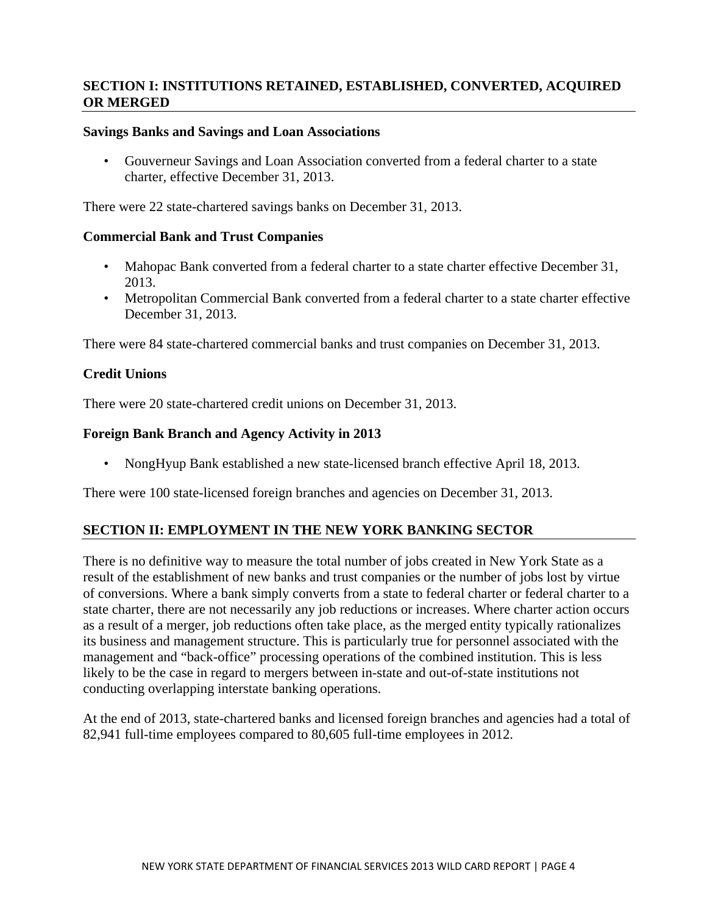## SECTION I: INSTITUTIONS RETAINED, ESTABLISHED, CONVERTED, ACQUIRED OR MERGED

### Savings Banks and Savings and Loan Associations

- Gouverneur Savings and Loan Association converted from a federal charter to a state charter, effective December 31, 2013.

There were 22 state-chartered savings banks on December 31, 2013.

### Commercial Bank and Trust Companies

- Mahopac Bank converted from a federal charter to a state charter effective December 31, 2013.
- Metropolitan Commercial Bank converted from a federal charter to a state charter effective December 31, 2013.

There were 84 state-chartered commercial banks and trust companies on December 31, 2013.

### Credit Unions

There were 20 state-chartered credit unions on December 31, 2013.

### Foreign Bank Branch and Agency Activity in 2013

- NongHyup Bank established a new state-licensed branch effective April 18, 2013.

There were 100 state-licensed foreign branches and agencies on December 31, 2013.

## SECTION II: EMPLOYMENT IN THE NEW YORK BANKING SECTOR

There is no definitive way to measure the total number of jobs created in New York State as a result of the establishment of new banks and trust companies or the number of jobs lost by virtue of conversions. Where a bank simply converts from a state to federal charter or federal charter to a state charter, there are not necessarily any job reductions or increases. Where charter action occurs as a result of a merger, job reductions often take place, as the merged entity typically rationalizes its business and management structure. This is particularly true for personnel associated with the management and "back-office" processing operations of the combined institution. This is less likely to be the case in regard to mergers between in-state and out-of-state institutions not conducting overlapping interstate banking operations.

At the end of 2013, state-chartered banks and licensed foreign branches and agencies had a total of 82,941 full-time employees compared to 80,605 full-time employees in 2012.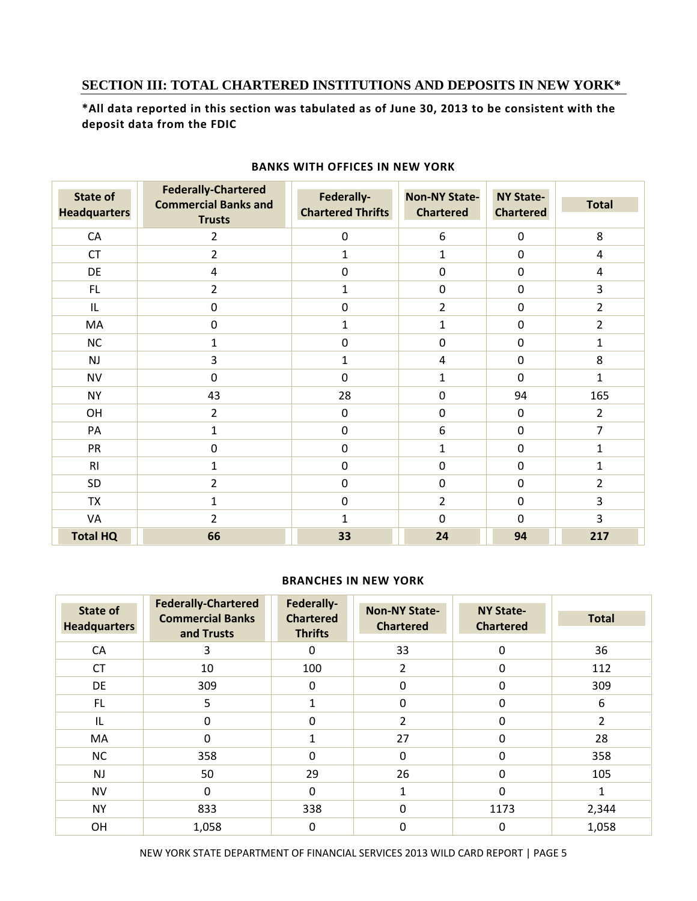## SECTION III: TOTAL CHARTERED INSTITUTIONS AND DEPOSITS IN NEW YORK*

**\*All data reported in this section was tabulated as of June 30, 2013 to be consistent with the deposit data from the FDIC**

**BANKS WITH OFFICES IN NEW YORK**

| State of Headquarters | Federally-Chartered Commercial Banks and Trusts | Federally-Chartered Thrifts | Non-NY State-Chartered | NY State-Chartered | Total |
|---|---|---|---|---|---|
| CA | 2 | 0 | 6 | 0 | 8 |
| CT | 2 | 1 | 1 | 0 | 4 |
| DE | 4 | 0 | 0 | 0 | 4 |
| FL | 2 | 1 | 0 | 0 | 3 |
| IL | 0 | 0 | 2 | 0 | 2 |
| MA | 0 | 1 | 1 | 0 | 2 |
| NC | 1 | 0 | 0 | 0 | 1 |
| NJ | 3 | 1 | 4 | 0 | 8 |
| NV | 0 | 0 | 1 | 0 | 1 |
| NY | 43 | 28 | 0 | 94 | 165 |
| OH | 2 | 0 | 0 | 0 | 2 |
| PA | 1 | 0 | 6 | 0 | 7 |
| PR | 0 | 0 | 1 | 0 | 1 |
| RI | 1 | 0 | 0 | 0 | 1 |
| SD | 2 | 0 | 0 | 0 | 2 |
| TX | 1 | 0 | 2 | 0 | 3 |
| VA | 2 | 1 | 0 | 0 | 3 |
| **Total HQ** | **66** | **33** | **24** | **94** | **217** |

**BRANCHES IN NEW YORK**

| State of Headquarters | Federally-Chartered Commercial Banks and Trusts | Federally-Chartered Thrifts | Non-NY State-Chartered | NY State-Chartered | Total |
|---|---|---|---|---|---|
| CA | 3 | 0 | 33 | 0 | 36 |
| CT | 10 | 100 | 2 | 0 | 112 |
| DE | 309 | 0 | 0 | 0 | 309 |
| FL | 5 | 1 | 0 | 0 | 6 |
| IL | 0 | 0 | 2 | 0 | 2 |
| MA | 0 | 1 | 27 | 0 | 28 |
| NC | 358 | 0 | 0 | 0 | 358 |
| NJ | 50 | 29 | 26 | 0 | 105 |
| NV | 0 | 0 | 1 | 0 | 1 |
| NY | 833 | 338 | 0 | 1173 | 2,344 |
| OH | 1,058 | 0 | 0 | 0 | 1,058 |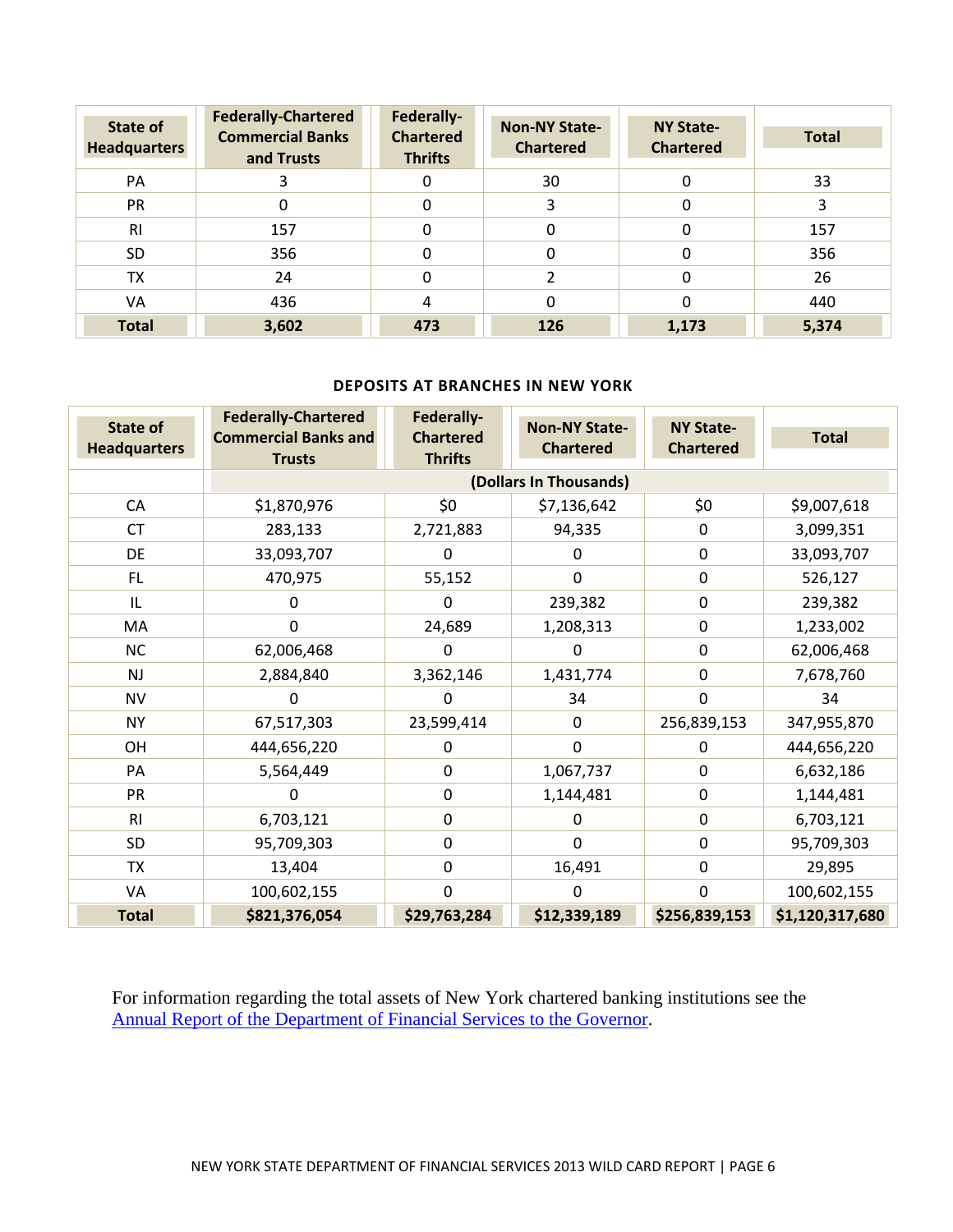| State of Headquarters | Federally-Chartered Commercial Banks and Trusts | Federally-Chartered Thrifts | Non-NY State-Chartered | NY State-Chartered | Total |
|---|---|---|---|---|---|
| PA | 3 | 0 | 30 | 0 | 33 |
| PR | 0 | 0 | 3 | 0 | 3 |
| RI | 157 | 0 | 0 | 0 | 157 |
| SD | 356 | 0 | 0 | 0 | 356 |
| TX | 24 | 0 | 2 | 0 | 26 |
| VA | 436 | 4 | 0 | 0 | 440 |
| **Total** | **3,602** | **473** | **126** | **1,173** | **5,374** |

**DEPOSITS AT BRANCHES IN NEW YORK**

| State of Headquarters | Federally-Chartered Commercial Banks and Trusts | Federally-Chartered Thrifts | Non-NY State-Chartered | NY State-Chartered | Total |
|---|---|---|---|---|---|
| | **(Dollars In Thousands)** | | | | |
| CA | $1,870,976 | $0 | $7,136,642 | $0 | $9,007,618 |
| CT | 283,133 | 2,721,883 | 94,335 | 0 | 3,099,351 |
| DE | 33,093,707 | 0 | 0 | 0 | 33,093,707 |
| FL | 470,975 | 55,152 | 0 | 0 | 526,127 |
| IL | 0 | 0 | 239,382 | 0 | 239,382 |
| MA | 0 | 24,689 | 1,208,313 | 0 | 1,233,002 |
| NC | 62,006,468 | 0 | 0 | 0 | 62,006,468 |
| NJ | 2,884,840 | 3,362,146 | 1,431,774 | 0 | 7,678,760 |
| NV | 0 | 0 | 34 | 0 | 34 |
| NY | 67,517,303 | 23,599,414 | 0 | 256,839,153 | 347,955,870 |
| OH | 444,656,220 | 0 | 0 | 0 | 444,656,220 |
| PA | 5,564,449 | 0 | 1,067,737 | 0 | 6,632,186 |
| PR | 0 | 0 | 1,144,481 | 0 | 1,144,481 |
| RI | 6,703,121 | 0 | 0 | 0 | 6,703,121 |
| SD | 95,709,303 | 0 | 0 | 0 | 95,709,303 |
| TX | 13,404 | 0 | 16,491 | 0 | 29,895 |
| VA | 100,602,155 | 0 | 0 | 0 | 100,602,155 |
| **Total** | **$821,376,054** | **$29,763,284** | **$12,339,189** | **$256,839,153** | **$1,120,317,680** |

For information regarding the total assets of New York chartered banking institutions see the Annual Report of the Department of Financial Services to the Governor.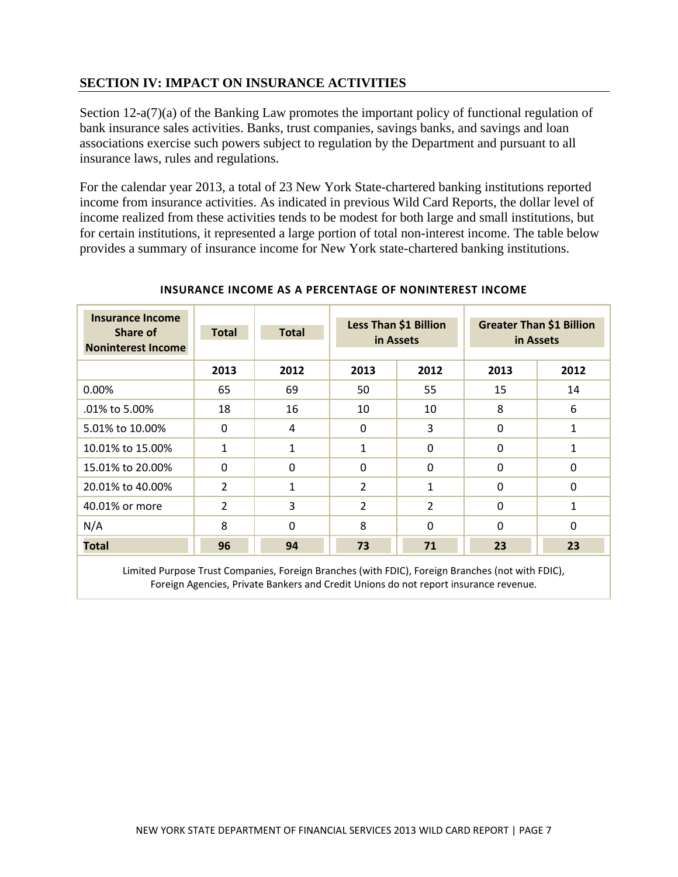## SECTION IV: IMPACT ON INSURANCE ACTIVITIES

Section 12-a(7)(a) of the Banking Law promotes the important policy of functional regulation of bank insurance sales activities. Banks, trust companies, savings banks, and savings and loan associations exercise such powers subject to regulation by the Department and pursuant to all insurance laws, rules and regulations.

For the calendar year 2013, a total of 23 New York State-chartered banking institutions reported income from insurance activities. As indicated in previous Wild Card Reports, the dollar level of income realized from these activities tends to be modest for both large and small institutions, but for certain institutions, it represented a large portion of total non-interest income. The table below provides a summary of insurance income for New York state-chartered banking institutions.

**INSURANCE INCOME AS A PERCENTAGE OF NONINTEREST INCOME**

| Insurance Income Share of Noninterest Income | Total | Total | Less Than $1 Billion in Assets | | Greater Than $1 Billion in Assets | |
|---|---|---|---|---|---|---|
| | 2013 | 2012 | 2013 | 2012 | 2013 | 2012 |
| 0.00% | 65 | 69 | 50 | 55 | 15 | 14 |
| .01% to 5.00% | 18 | 16 | 10 | 10 | 8 | 6 |
| 5.01% to 10.00% | 0 | 4 | 0 | 3 | 0 | 1 |
| 10.01% to 15.00% | 1 | 1 | 1 | 0 | 0 | 1 |
| 15.01% to 20.00% | 0 | 0 | 0 | 0 | 0 | 0 |
| 20.01% to 40.00% | 2 | 1 | 2 | 1 | 0 | 0 |
| 40.01% or more | 2 | 3 | 2 | 2 | 0 | 1 |
| N/A | 8 | 0 | 8 | 0 | 0 | 0 |
| **Total** | **96** | **94** | **73** | **71** | **23** | **23** |

Limited Purpose Trust Companies, Foreign Branches (with FDIC), Foreign Branches (not with FDIC), Foreign Agencies, Private Bankers and Credit Unions do not report insurance revenue.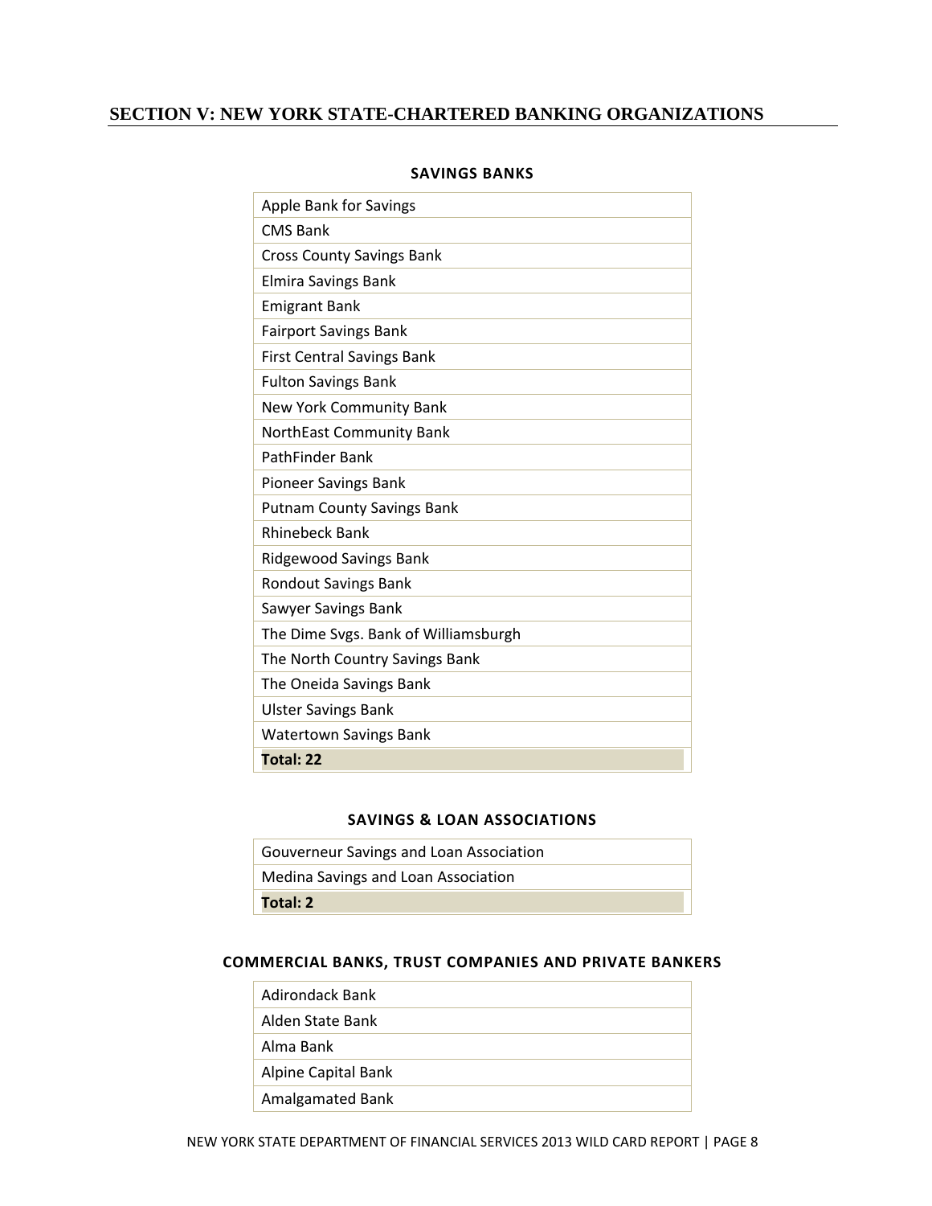## SECTION V: NEW YORK STATE-CHARTERED BANKING ORGANIZATIONS

### SAVINGS BANKS

| |
|---|
| Apple Bank for Savings |
| CMS Bank |
| Cross County Savings Bank |
| Elmira Savings Bank |
| Emigrant Bank |
| Fairport Savings Bank |
| First Central Savings Bank |
| Fulton Savings Bank |
| New York Community Bank |
| NorthEast Community Bank |
| PathFinder Bank |
| Pioneer Savings Bank |
| Putnam County Savings Bank |
| Rhinebeck Bank |
| Ridgewood Savings Bank |
| Rondout Savings Bank |
| Sawyer Savings Bank |
| The Dime Svgs. Bank of Williamsburgh |
| The North Country Savings Bank |
| The Oneida Savings Bank |
| Ulster Savings Bank |
| Watertown Savings Bank |
| **Total: 22** |

### SAVINGS & LOAN ASSOCIATIONS

| |
|---|
| Gouverneur Savings and Loan Association |
| Medina Savings and Loan Association |
| **Total: 2** |

### COMMERCIAL BANKS, TRUST COMPANIES AND PRIVATE BANKERS

| |
|---|
| Adirondack Bank |
| Alden State Bank |
| Alma Bank |
| Alpine Capital Bank |
| Amalgamated Bank |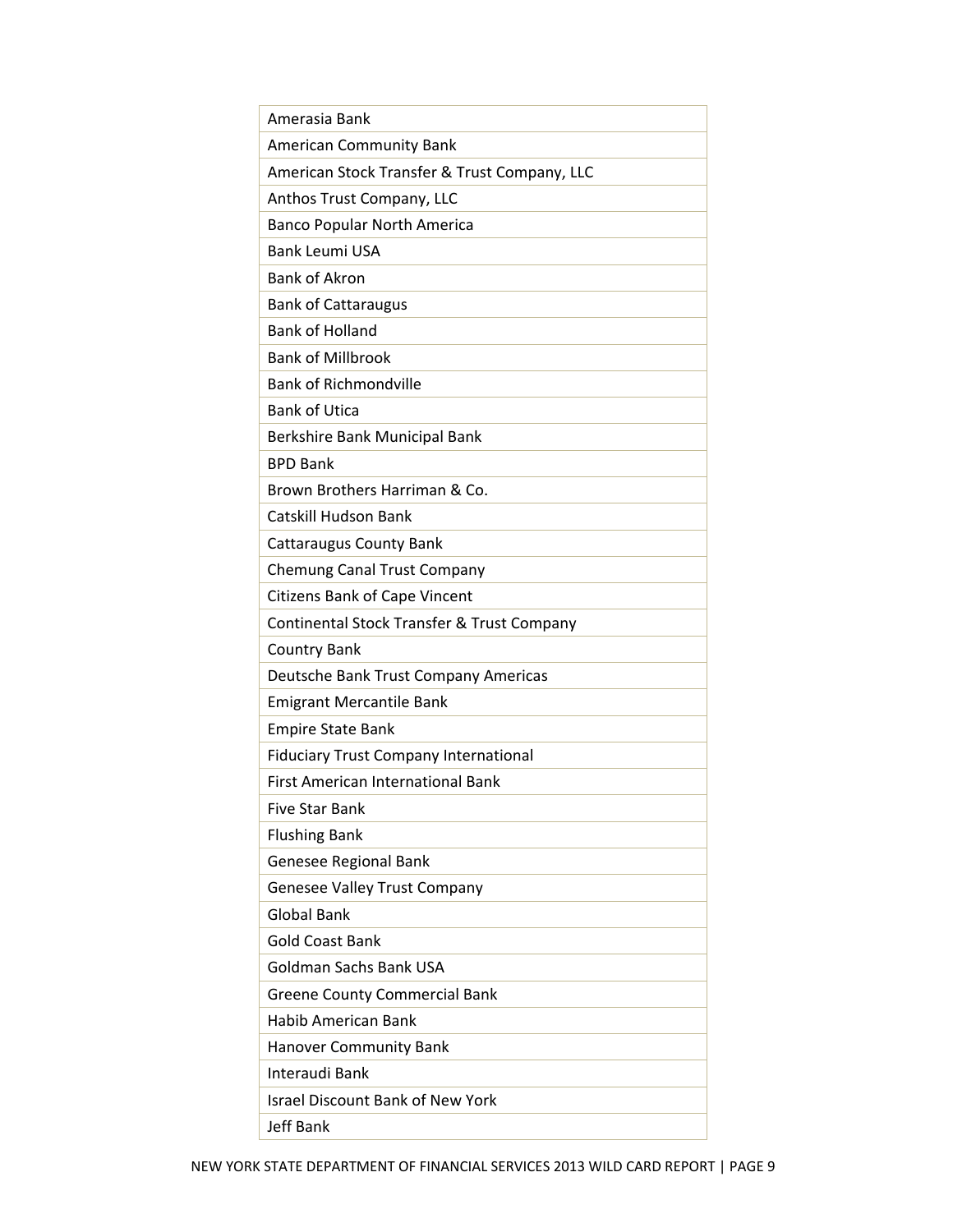| Amerasia Bank |
|---|
| American Community Bank |
| American Stock Transfer & Trust Company, LLC |
| Anthos Trust Company, LLC |
| Banco Popular North America |
| Bank Leumi USA |
| Bank of Akron |
| Bank of Cattaraugus |
| Bank of Holland |
| Bank of Millbrook |
| Bank of Richmondville |
| Bank of Utica |
| Berkshire Bank Municipal Bank |
| BPD Bank |
| Brown Brothers Harriman & Co. |
| Catskill Hudson Bank |
| Cattaraugus County Bank |
| Chemung Canal Trust Company |
| Citizens Bank of Cape Vincent |
| Continental Stock Transfer & Trust Company |
| Country Bank |
| Deutsche Bank Trust Company Americas |
| Emigrant Mercantile Bank |
| Empire State Bank |
| Fiduciary Trust Company International |
| First American International Bank |
| Five Star Bank |
| Flushing Bank |
| Genesee Regional Bank |
| Genesee Valley Trust Company |
| Global Bank |
| Gold Coast Bank |
| Goldman Sachs Bank USA |
| Greene County Commercial Bank |
| Habib American Bank |
| Hanover Community Bank |
| Interaudi Bank |
| Israel Discount Bank of New York |
| Jeff Bank |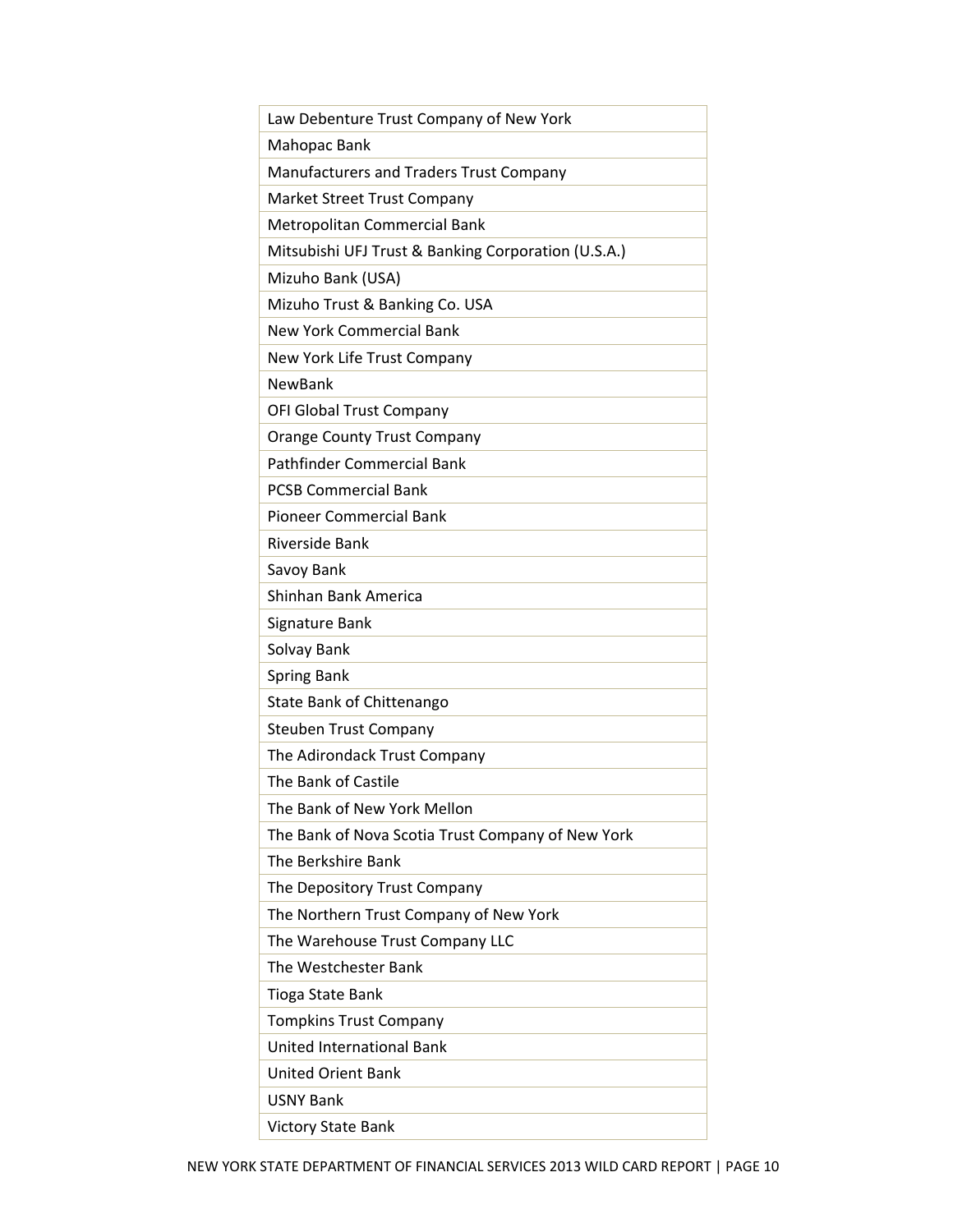| Law Debenture Trust Company of New York |
|---|
| Mahopac Bank |
| Manufacturers and Traders Trust Company |
| Market Street Trust Company |
| Metropolitan Commercial Bank |
| Mitsubishi UFJ Trust & Banking Corporation (U.S.A.) |
| Mizuho Bank (USA) |
| Mizuho Trust & Banking Co. USA |
| New York Commercial Bank |
| New York Life Trust Company |
| NewBank |
| OFI Global Trust Company |
| Orange County Trust Company |
| Pathfinder Commercial Bank |
| PCSB Commercial Bank |
| Pioneer Commercial Bank |
| Riverside Bank |
| Savoy Bank |
| Shinhan Bank America |
| Signature Bank |
| Solvay Bank |
| Spring Bank |
| State Bank of Chittenango |
| Steuben Trust Company |
| The Adirondack Trust Company |
| The Bank of Castile |
| The Bank of New York Mellon |
| The Bank of Nova Scotia Trust Company of New York |
| The Berkshire Bank |
| The Depository Trust Company |
| The Northern Trust Company of New York |
| The Warehouse Trust Company LLC |
| The Westchester Bank |
| Tioga State Bank |
| Tompkins Trust Company |
| United International Bank |
| United Orient Bank |
| USNY Bank |
| Victory State Bank |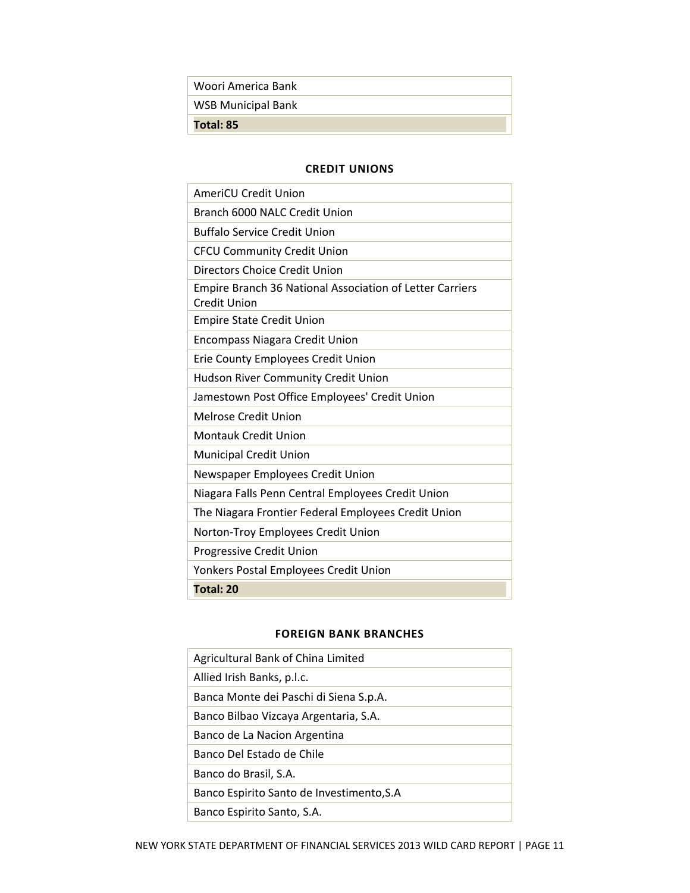| |
|---|
| Woori America Bank |
| WSB Municipal Bank |
| **Total: 85** |

### CREDIT UNIONS

| |
|---|
| AmeriCU Credit Union |
| Branch 6000 NALC Credit Union |
| Buffalo Service Credit Union |
| CFCU Community Credit Union |
| Directors Choice Credit Union |
| Empire Branch 36 National Association of Letter Carriers Credit Union |
| Empire State Credit Union |
| Encompass Niagara Credit Union |
| Erie County Employees Credit Union |
| Hudson River Community Credit Union |
| Jamestown Post Office Employees' Credit Union |
| Melrose Credit Union |
| Montauk Credit Union |
| Municipal Credit Union |
| Newspaper Employees Credit Union |
| Niagara Falls Penn Central Employees Credit Union |
| The Niagara Frontier Federal Employees Credit Union |
| Norton-Troy Employees Credit Union |
| Progressive Credit Union |
| Yonkers Postal Employees Credit Union |
| **Total: 20** |

### FOREIGN BANK BRANCHES

| |
|---|
| Agricultural Bank of China Limited |
| Allied Irish Banks, p.l.c. |
| Banca Monte dei Paschi di Siena S.p.A. |
| Banco Bilbao Vizcaya Argentaria, S.A. |
| Banco de La Nacion Argentina |
| Banco Del Estado de Chile |
| Banco do Brasil, S.A. |
| Banco Espirito Santo de Investimento,S.A |
| Banco Espirito Santo, S.A. |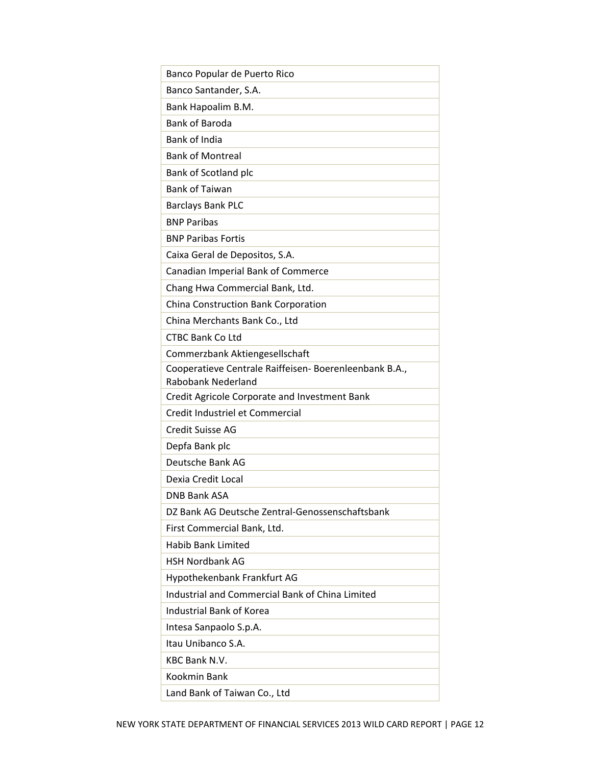| |
|---|
| Banco Popular de Puerto Rico |
| Banco Santander, S.A. |
| Bank Hapoalim B.M. |
| Bank of Baroda |
| Bank of India |
| Bank of Montreal |
| Bank of Scotland plc |
| Bank of Taiwan |
| Barclays Bank PLC |
| BNP Paribas |
| BNP Paribas Fortis |
| Caixa Geral de Depositos, S.A. |
| Canadian Imperial Bank of Commerce |
| Chang Hwa Commercial Bank, Ltd. |
| China Construction Bank Corporation |
| China Merchants Bank Co., Ltd |
| CTBC Bank Co Ltd |
| Commerzbank Aktiengesellschaft |
| Cooperatieve Centrale Raiffeisen- Boerenleenbank B.A., Rabobank Nederland |
| Credit Agricole Corporate and Investment Bank |
| Credit Industriel et Commercial |
| Credit Suisse AG |
| Depfa Bank plc |
| Deutsche Bank AG |
| Dexia Credit Local |
| DNB Bank ASA |
| DZ Bank AG Deutsche Zentral-Genossenschaftsbank |
| First Commercial Bank, Ltd. |
| Habib Bank Limited |
| HSH Nordbank AG |
| Hypothekenbank Frankfurt AG |
| Industrial and Commercial Bank of China Limited |
| Industrial Bank of Korea |
| Intesa Sanpaolo S.p.A. |
| Itau Unibanco S.A. |
| KBC Bank N.V. |
| Kookmin Bank |
| Land Bank of Taiwan Co., Ltd |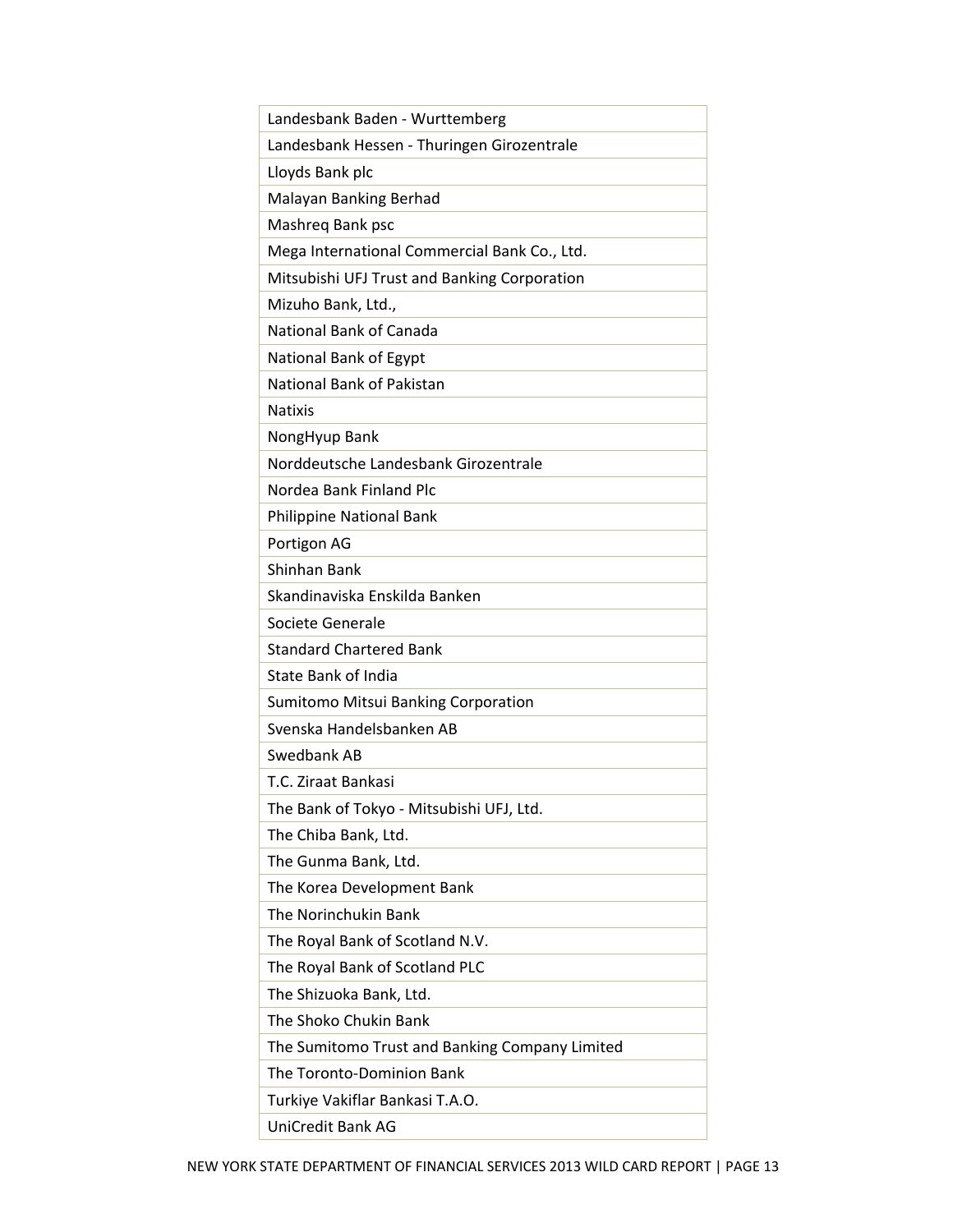| Landesbank Baden - Wurttemberg |
|---|
| Landesbank Hessen - Thuringen Girozentrale |
| Lloyds Bank plc |
| Malayan Banking Berhad |
| Mashreq Bank psc |
| Mega International Commercial Bank Co., Ltd. |
| Mitsubishi UFJ Trust and Banking Corporation |
| Mizuho Bank, Ltd., |
| National Bank of Canada |
| National Bank of Egypt |
| National Bank of Pakistan |
| Natixis |
| NongHyup Bank |
| Norddeutsche Landesbank Girozentrale |
| Nordea Bank Finland Plc |
| Philippine National Bank |
| Portigon AG |
| Shinhan Bank |
| Skandinaviska Enskilda Banken |
| Societe Generale |
| Standard Chartered Bank |
| State Bank of India |
| Sumitomo Mitsui Banking Corporation |
| Svenska Handelsbanken AB |
| Swedbank AB |
| T.C. Ziraat Bankasi |
| The Bank of Tokyo - Mitsubishi UFJ, Ltd. |
| The Chiba Bank, Ltd. |
| The Gunma Bank, Ltd. |
| The Korea Development Bank |
| The Norinchukin Bank |
| The Royal Bank of Scotland N.V. |
| The Royal Bank of Scotland PLC |
| The Shizuoka Bank, Ltd. |
| The Shoko Chukin Bank |
| The Sumitomo Trust and Banking Company Limited |
| The Toronto-Dominion Bank |
| Turkiye Vakiflar Bankasi T.A.O. |
| UniCredit Bank AG |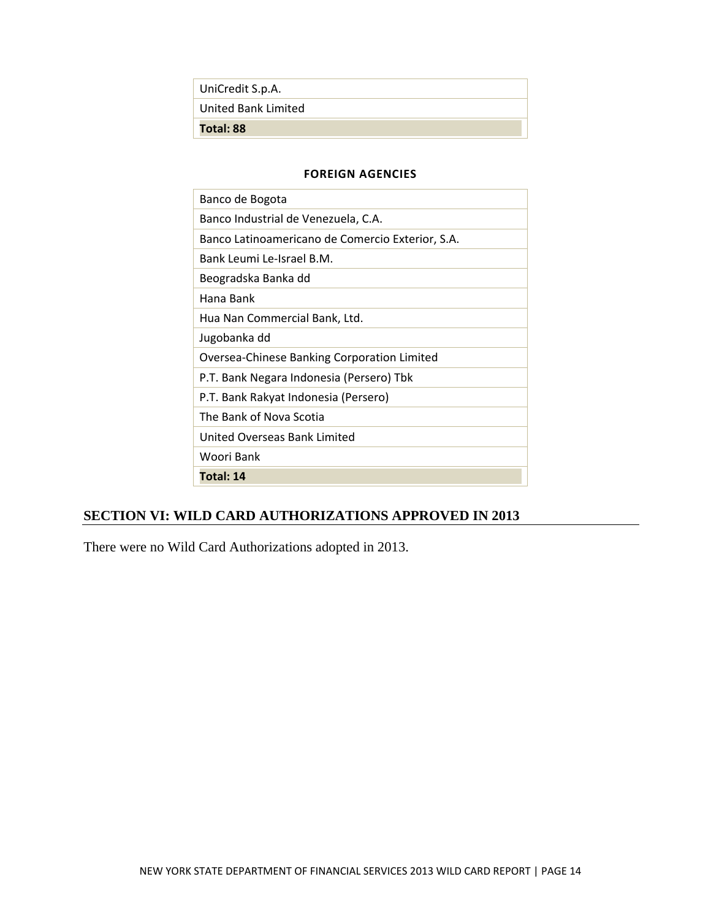| |
|---|
| UniCredit S.p.A. |
| United Bank Limited |
| **Total: 88** |

**FOREIGN AGENCIES**

| |
|---|
| Banco de Bogota |
| Banco Industrial de Venezuela, C.A. |
| Banco Latinoamericano de Comercio Exterior, S.A. |
| Bank Leumi Le-Israel B.M. |
| Beogradska Banka dd |
| Hana Bank |
| Hua Nan Commercial Bank, Ltd. |
| Jugobanka dd |
| Oversea-Chinese Banking Corporation Limited |
| P.T. Bank Negara Indonesia (Persero) Tbk |
| P.T. Bank Rakyat Indonesia (Persero) |
| The Bank of Nova Scotia |
| United Overseas Bank Limited |
| Woori Bank |
| **Total: 14** |

## SECTION VI: WILD CARD AUTHORIZATIONS APPROVED IN 2013

There were no Wild Card Authorizations adopted in 2013.